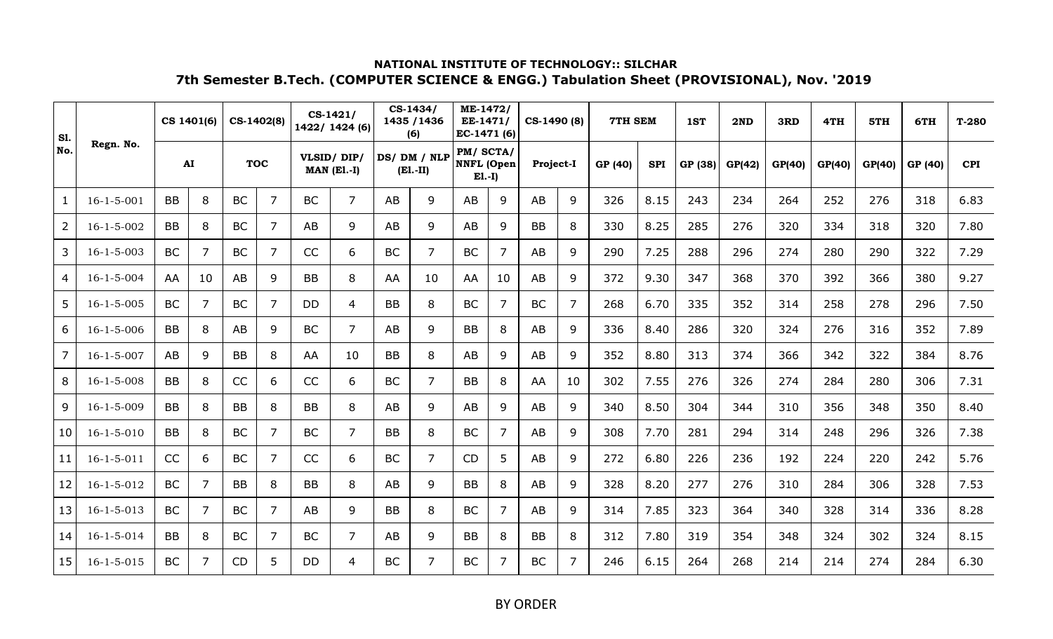**NATIONAL INSTITUTE OF TECHNOLOGY:: SILCHAR**

## 7th Semester B.Tech. (COMPUTER SCIENCE & ENGG.) Tabulation Sheet (PROVISIONAL), Nov. '2019

| Sl. No. | Regn. No. | CS 1401(6) | | CS-1402(8) | | CS-1421/ 1422/ 1424 (6) | | CS-1434/ 1435 /1436 (6) | | ME-1472/ EE-1471/ EC-1471 (6) | | CS-1490 (8) | | 7TH SEM | | 1ST | 2ND | 3RD | 4TH | 5TH | 6TH | T-280 |
|---|---|---|---|---|---|---|---|---|---|---|---|---|---|---|---|---|---|---|---|---|---|---|
| | | AI | | TOC | | VLSID/ DIP/ MAN (El.-I) | | DS/ DM / NLP (El.-II) | | PM/ SCTA/ NNFL (Open El.-I) | | Project-I | | GP (40) | SPI | GP (38) | GP(42) | GP(40) | GP(40) | GP(40) | GP (40) | CPI |
| 1 | 16-1-5-001 | BB | 8 | BC | 7 | BC | 7 | AB | 9 | AB | 9 | AB | 9 | 326 | 8.15 | 243 | 234 | 264 | 252 | 276 | 318 | 6.83 |
| 2 | 16-1-5-002 | BB | 8 | BC | 7 | AB | 9 | AB | 9 | AB | 9 | BB | 8 | 330 | 8.25 | 285 | 276 | 320 | 334 | 318 | 320 | 7.80 |
| 3 | 16-1-5-003 | BC | 7 | BC | 7 | CC | 6 | BC | 7 | BC | 7 | AB | 9 | 290 | 7.25 | 288 | 296 | 274 | 280 | 290 | 322 | 7.29 |
| 4 | 16-1-5-004 | AA | 10 | AB | 9 | BB | 8 | AA | 10 | AA | 10 | AB | 9 | 372 | 9.30 | 347 | 368 | 370 | 392 | 366 | 380 | 9.27 |
| 5 | 16-1-5-005 | BC | 7 | BC | 7 | DD | 4 | BB | 8 | BC | 7 | BC | 7 | 268 | 6.70 | 335 | 352 | 314 | 258 | 278 | 296 | 7.50 |
| 6 | 16-1-5-006 | BB | 8 | AB | 9 | BC | 7 | AB | 9 | BB | 8 | AB | 9 | 336 | 8.40 | 286 | 320 | 324 | 276 | 316 | 352 | 7.89 |
| 7 | 16-1-5-007 | AB | 9 | BB | 8 | AA | 10 | BB | 8 | AB | 9 | AB | 9 | 352 | 8.80 | 313 | 374 | 366 | 342 | 322 | 384 | 8.76 |
| 8 | 16-1-5-008 | BB | 8 | CC | 6 | CC | 6 | BC | 7 | BB | 8 | AA | 10 | 302 | 7.55 | 276 | 326 | 274 | 284 | 280 | 306 | 7.31 |
| 9 | 16-1-5-009 | BB | 8 | BB | 8 | BB | 8 | AB | 9 | AB | 9 | AB | 9 | 340 | 8.50 | 304 | 344 | 310 | 356 | 348 | 350 | 8.40 |
| 10 | 16-1-5-010 | BB | 8 | BC | 7 | BC | 7 | BB | 8 | BC | 7 | AB | 9 | 308 | 7.70 | 281 | 294 | 314 | 248 | 296 | 326 | 7.38 |
| 11 | 16-1-5-011 | CC | 6 | BC | 7 | CC | 6 | BC | 7 | CD | 5 | AB | 9 | 272 | 6.80 | 226 | 236 | 192 | 224 | 220 | 242 | 5.76 |
| 12 | 16-1-5-012 | BC | 7 | BB | 8 | BB | 8 | AB | 9 | BB | 8 | AB | 9 | 328 | 8.20 | 277 | 276 | 310 | 284 | 306 | 328 | 7.53 |
| 13 | 16-1-5-013 | BC | 7 | BC | 7 | AB | 9 | BB | 8 | BC | 7 | AB | 9 | 314 | 7.85 | 323 | 364 | 340 | 328 | 314 | 336 | 8.28 |
| 14 | 16-1-5-014 | BB | 8 | BC | 7 | BC | 7 | AB | 9 | BB | 8 | BB | 8 | 312 | 7.80 | 319 | 354 | 348 | 324 | 302 | 324 | 8.15 |
| 15 | 16-1-5-015 | BC | 7 | CD | 5 | DD | 4 | BC | 7 | BC | 7 | BC | 7 | 246 | 6.15 | 264 | 268 | 214 | 214 | 274 | 284 | 6.30 |

BY ORDER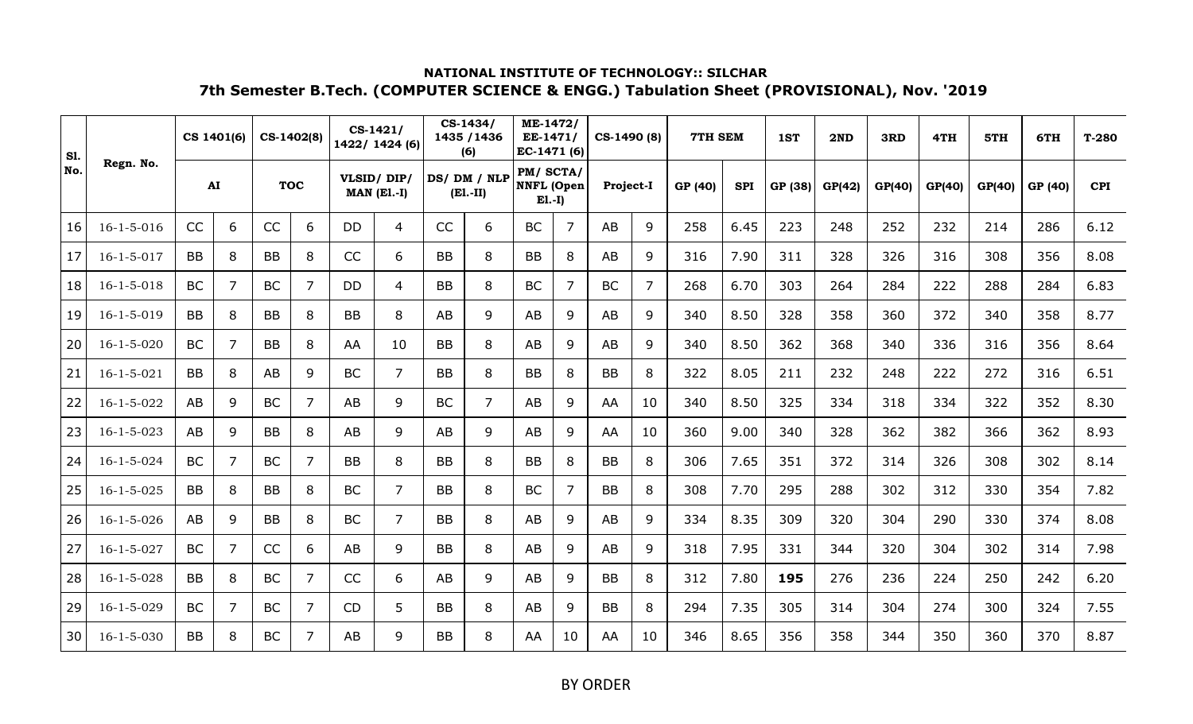**NATIONAL INSTITUTE OF TECHNOLOGY:: SILCHAR**

**7th Semester B.Tech. (COMPUTER SCIENCE & ENGG.) Tabulation Sheet (PROVISIONAL), Nov. '2019**

| Sl. No. | Regn. No. | CS 1401(6) | | CS-1402(8) | | CS-1421/ 1422/ 1424 (6) | | CS-1434/ 1435 /1436 (6) | | ME-1472/ EE-1471/ EC-1471 (6) | | CS-1490 (8) | | 7TH SEM | | 1ST | 2ND | 3RD | 4TH | 5TH | 6TH | T-280 |
|---|---|---|---|---|---|---|---|---|---|---|---|---|---|---|---|---|---|---|---|---|---|---|
| | | AI | | TOC | | VLSID/ DIP/ MAN (El.-I) | | DS/ DM / NLP (El.-II) | | PM/ SCTA/ NNFL (Open El.-I) | | Project-I | | GP (40) | SPI | GP (38) | GP(42) | GP(40) | GP(40) | GP(40) | GP (40) | CPI |
| 16 | 16-1-5-016 | CC | 6 | CC | 6 | DD | 4 | CC | 6 | BC | 7 | AB | 9 | 258 | 6.45 | 223 | 248 | 252 | 232 | 214 | 286 | 6.12 |
| 17 | 16-1-5-017 | BB | 8 | BB | 8 | CC | 6 | BB | 8 | BB | 8 | AB | 9 | 316 | 7.90 | 311 | 328 | 326 | 316 | 308 | 356 | 8.08 |
| 18 | 16-1-5-018 | BC | 7 | BC | 7 | DD | 4 | BB | 8 | BC | 7 | BC | 7 | 268 | 6.70 | 303 | 264 | 284 | 222 | 288 | 284 | 6.83 |
| 19 | 16-1-5-019 | BB | 8 | BB | 8 | BB | 8 | AB | 9 | AB | 9 | AB | 9 | 340 | 8.50 | 328 | 358 | 360 | 372 | 340 | 358 | 8.77 |
| 20 | 16-1-5-020 | BC | 7 | BB | 8 | AA | 10 | BB | 8 | AB | 9 | AB | 9 | 340 | 8.50 | 362 | 368 | 340 | 336 | 316 | 356 | 8.64 |
| 21 | 16-1-5-021 | BB | 8 | AB | 9 | BC | 7 | BB | 8 | BB | 8 | BB | 8 | 322 | 8.05 | 211 | 232 | 248 | 222 | 272 | 316 | 6.51 |
| 22 | 16-1-5-022 | AB | 9 | BC | 7 | AB | 9 | BC | 7 | AB | 9 | AA | 10 | 340 | 8.50 | 325 | 334 | 318 | 334 | 322 | 352 | 8.30 |
| 23 | 16-1-5-023 | AB | 9 | BB | 8 | AB | 9 | AB | 9 | AB | 9 | AA | 10 | 360 | 9.00 | 340 | 328 | 362 | 382 | 366 | 362 | 8.93 |
| 24 | 16-1-5-024 | BC | 7 | BC | 7 | BB | 8 | BB | 8 | BB | 8 | BB | 8 | 306 | 7.65 | 351 | 372 | 314 | 326 | 308 | 302 | 8.14 |
| 25 | 16-1-5-025 | BB | 8 | BB | 8 | BC | 7 | BB | 8 | BC | 7 | BB | 8 | 308 | 7.70 | 295 | 288 | 302 | 312 | 330 | 354 | 7.82 |
| 26 | 16-1-5-026 | AB | 9 | BB | 8 | BC | 7 | BB | 8 | AB | 9 | AB | 9 | 334 | 8.35 | 309 | 320 | 304 | 290 | 330 | 374 | 8.08 |
| 27 | 16-1-5-027 | BC | 7 | CC | 6 | AB | 9 | BB | 8 | AB | 9 | AB | 9 | 318 | 7.95 | 331 | 344 | 320 | 304 | 302 | 314 | 7.98 |
| 28 | 16-1-5-028 | BB | 8 | BC | 7 | CC | 6 | AB | 9 | AB | 9 | BB | 8 | 312 | 7.80 | **195** | 276 | 236 | 224 | 250 | 242 | 6.20 |
| 29 | 16-1-5-029 | BC | 7 | BC | 7 | CD | 5 | BB | 8 | AB | 9 | BB | 8 | 294 | 7.35 | 305 | 314 | 304 | 274 | 300 | 324 | 7.55 |
| 30 | 16-1-5-030 | BB | 8 | BC | 7 | AB | 9 | BB | 8 | AA | 10 | AA | 10 | 346 | 8.65 | 356 | 358 | 344 | 350 | 360 | 370 | 8.87 |

BY ORDER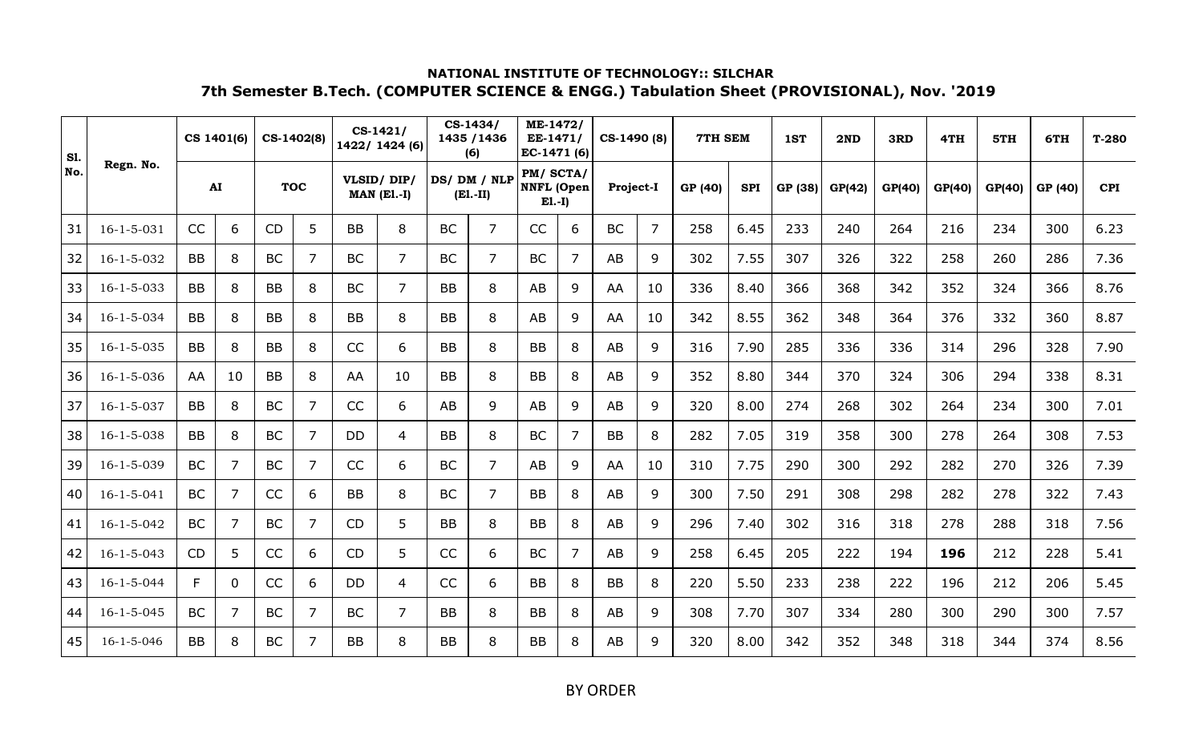**NATIONAL INSTITUTE OF TECHNOLOGY:: SILCHAR**

**7th Semester B.Tech. (COMPUTER SCIENCE & ENGG.) Tabulation Sheet (PROVISIONAL), Nov. '2019**

| Sl. No. | Regn. No. | CS 1401(6) | | CS-1402(8) | | CS-1421/ 1422/ 1424 (6) | | CS-1434/ 1435 /1436 (6) | | ME-1472/ EE-1471/ EC-1471 (6) | | CS-1490 (8) | | 7TH SEM | | 1ST | 2ND | 3RD | 4TH | 5TH | 6TH | T-280 |
|---|---|---|---|---|---|---|---|---|---|---|---|---|---|---|---|---|---|---|---|---|---|---|
| | | AI | | TOC | | VLSID/ DIP/ MAN (El.-I) | | DS/ DM / NLP (El.-II) | | PM/ SCTA/ NNFL (Open El.-I) | | Project-I | | GP (40) | SPI | GP (38) | GP(42) | GP(40) | GP(40) | GP(40) | GP (40) | CPI |
| 31 | 16-1-5-031 | CC | 6 | CD | 5 | BB | 8 | BC | 7 | CC | 6 | BC | 7 | 258 | 6.45 | 233 | 240 | 264 | 216 | 234 | 300 | 6.23 |
| 32 | 16-1-5-032 | BB | 8 | BC | 7 | BC | 7 | BC | 7 | BC | 7 | AB | 9 | 302 | 7.55 | 307 | 326 | 322 | 258 | 260 | 286 | 7.36 |
| 33 | 16-1-5-033 | BB | 8 | BB | 8 | BC | 7 | BB | 8 | AB | 9 | AA | 10 | 336 | 8.40 | 366 | 368 | 342 | 352 | 324 | 366 | 8.76 |
| 34 | 16-1-5-034 | BB | 8 | BB | 8 | BB | 8 | BB | 8 | AB | 9 | AA | 10 | 342 | 8.55 | 362 | 348 | 364 | 376 | 332 | 360 | 8.87 |
| 35 | 16-1-5-035 | BB | 8 | BB | 8 | CC | 6 | BB | 8 | BB | 8 | AB | 9 | 316 | 7.90 | 285 | 336 | 336 | 314 | 296 | 328 | 7.90 |
| 36 | 16-1-5-036 | AA | 10 | BB | 8 | AA | 10 | BB | 8 | BB | 8 | AB | 9 | 352 | 8.80 | 344 | 370 | 324 | 306 | 294 | 338 | 8.31 |
| 37 | 16-1-5-037 | BB | 8 | BC | 7 | CC | 6 | AB | 9 | AB | 9 | AB | 9 | 320 | 8.00 | 274 | 268 | 302 | 264 | 234 | 300 | 7.01 |
| 38 | 16-1-5-038 | BB | 8 | BC | 7 | DD | 4 | BB | 8 | BC | 7 | BB | 8 | 282 | 7.05 | 319 | 358 | 300 | 278 | 264 | 308 | 7.53 |
| 39 | 16-1-5-039 | BC | 7 | BC | 7 | CC | 6 | BC | 7 | AB | 9 | AA | 10 | 310 | 7.75 | 290 | 300 | 292 | 282 | 270 | 326 | 7.39 |
| 40 | 16-1-5-041 | BC | 7 | CC | 6 | BB | 8 | BC | 7 | BB | 8 | AB | 9 | 300 | 7.50 | 291 | 308 | 298 | 282 | 278 | 322 | 7.43 |
| 41 | 16-1-5-042 | BC | 7 | BC | 7 | CD | 5 | BB | 8 | BB | 8 | AB | 9 | 296 | 7.40 | 302 | 316 | 318 | 278 | 288 | 318 | 7.56 |
| 42 | 16-1-5-043 | CD | 5 | CC | 6 | CD | 5 | CC | 6 | BC | 7 | AB | 9 | 258 | 6.45 | 205 | 222 | 194 | **196** | 212 | 228 | 5.41 |
| 43 | 16-1-5-044 | F | 0 | CC | 6 | DD | 4 | CC | 6 | BB | 8 | BB | 8 | 220 | 5.50 | 233 | 238 | 222 | 196 | 212 | 206 | 5.45 |
| 44 | 16-1-5-045 | BC | 7 | BC | 7 | BC | 7 | BB | 8 | BB | 8 | AB | 9 | 308 | 7.70 | 307 | 334 | 280 | 300 | 290 | 300 | 7.57 |
| 45 | 16-1-5-046 | BB | 8 | BC | 7 | BB | 8 | BB | 8 | BB | 8 | AB | 9 | 320 | 8.00 | 342 | 352 | 348 | 318 | 344 | 374 | 8.56 |

BY ORDER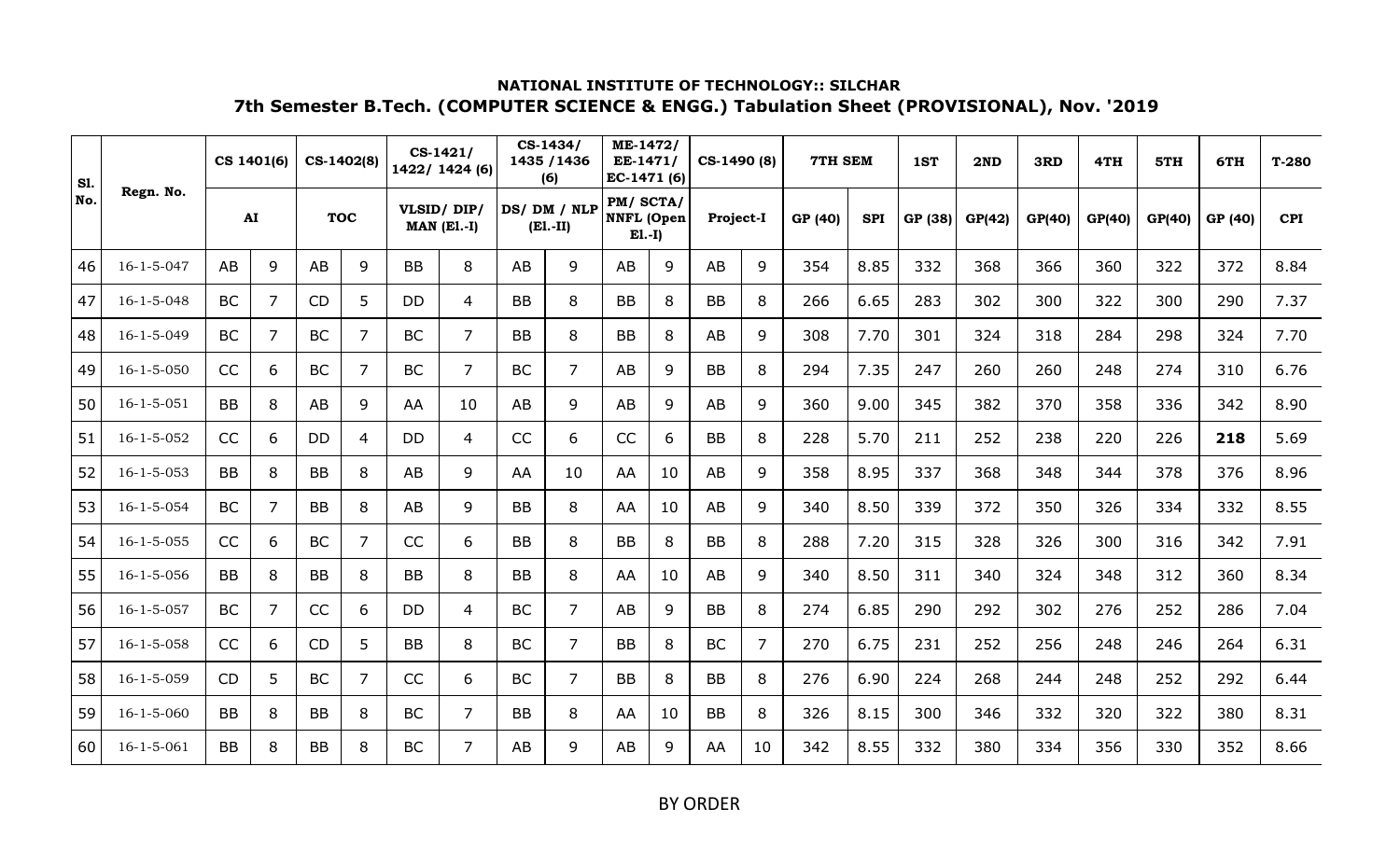**NATIONAL INSTITUTE OF TECHNOLOGY:: SILCHAR**

**7th Semester B.Tech. (COMPUTER SCIENCE & ENGG.) Tabulation Sheet (PROVISIONAL), Nov. '2019**

| Sl. No. | Regn. No. | CS 1401(6) | | CS-1402(8) | | CS-1421/ 1422/ 1424 (6) | | CS-1434/ 1435 /1436 (6) | | ME-1472/ EE-1471/ EC-1471 (6) | | CS-1490 (8) | | 7TH SEM | | 1ST | 2ND | 3RD | 4TH | 5TH | 6TH | T-280 |
|---|---|---|---|---|---|---|---|---|---|---|---|---|---|---|---|---|---|---|---|---|---|---|
| | | AI | | TOC | | VLSID/ DIP/ MAN (El.-I) | | DS/ DM / NLP (El.-II) | | PM/ SCTA/ NNFL (Open El.-I) | | Project-I | | GP (40) | SPI | GP (38) | GP(42) | GP(40) | GP(40) | GP(40) | GP (40) | CPI |
| 46 | 16-1-5-047 | AB | 9 | AB | 9 | BB | 8 | AB | 9 | AB | 9 | AB | 9 | 354 | 8.85 | 332 | 368 | 366 | 360 | 322 | 372 | 8.84 |
| 47 | 16-1-5-048 | BC | 7 | CD | 5 | DD | 4 | BB | 8 | BB | 8 | BB | 8 | 266 | 6.65 | 283 | 302 | 300 | 322 | 300 | 290 | 7.37 |
| 48 | 16-1-5-049 | BC | 7 | BC | 7 | BC | 7 | BB | 8 | BB | 8 | AB | 9 | 308 | 7.70 | 301 | 324 | 318 | 284 | 298 | 324 | 7.70 |
| 49 | 16-1-5-050 | CC | 6 | BC | 7 | BC | 7 | BC | 7 | AB | 9 | BB | 8 | 294 | 7.35 | 247 | 260 | 260 | 248 | 274 | 310 | 6.76 |
| 50 | 16-1-5-051 | BB | 8 | AB | 9 | AA | 10 | AB | 9 | AB | 9 | AB | 9 | 360 | 9.00 | 345 | 382 | 370 | 358 | 336 | 342 | 8.90 |
| 51 | 16-1-5-052 | CC | 6 | DD | 4 | DD | 4 | CC | 6 | CC | 6 | BB | 8 | 228 | 5.70 | 211 | 252 | 238 | 220 | 226 | **218** | 5.69 |
| 52 | 16-1-5-053 | BB | 8 | BB | 8 | AB | 9 | AA | 10 | AA | 10 | AB | 9 | 358 | 8.95 | 337 | 368 | 348 | 344 | 378 | 376 | 8.96 |
| 53 | 16-1-5-054 | BC | 7 | BB | 8 | AB | 9 | BB | 8 | AA | 10 | AB | 9 | 340 | 8.50 | 339 | 372 | 350 | 326 | 334 | 332 | 8.55 |
| 54 | 16-1-5-055 | CC | 6 | BC | 7 | CC | 6 | BB | 8 | BB | 8 | BB | 8 | 288 | 7.20 | 315 | 328 | 326 | 300 | 316 | 342 | 7.91 |
| 55 | 16-1-5-056 | BB | 8 | BB | 8 | BB | 8 | BB | 8 | AA | 10 | AB | 9 | 340 | 8.50 | 311 | 340 | 324 | 348 | 312 | 360 | 8.34 |
| 56 | 16-1-5-057 | BC | 7 | CC | 6 | DD | 4 | BC | 7 | AB | 9 | BB | 8 | 274 | 6.85 | 290 | 292 | 302 | 276 | 252 | 286 | 7.04 |
| 57 | 16-1-5-058 | CC | 6 | CD | 5 | BB | 8 | BC | 7 | BB | 8 | BC | 7 | 270 | 6.75 | 231 | 252 | 256 | 248 | 246 | 264 | 6.31 |
| 58 | 16-1-5-059 | CD | 5 | BC | 7 | CC | 6 | BC | 7 | BB | 8 | BB | 8 | 276 | 6.90 | 224 | 268 | 244 | 248 | 252 | 292 | 6.44 |
| 59 | 16-1-5-060 | BB | 8 | BB | 8 | BC | 7 | BB | 8 | AA | 10 | BB | 8 | 326 | 8.15 | 300 | 346 | 332 | 320 | 322 | 380 | 8.31 |
| 60 | 16-1-5-061 | BB | 8 | BB | 8 | BC | 7 | AB | 9 | AB | 9 | AA | 10 | 342 | 8.55 | 332 | 380 | 334 | 356 | 330 | 352 | 8.66 |

BY ORDER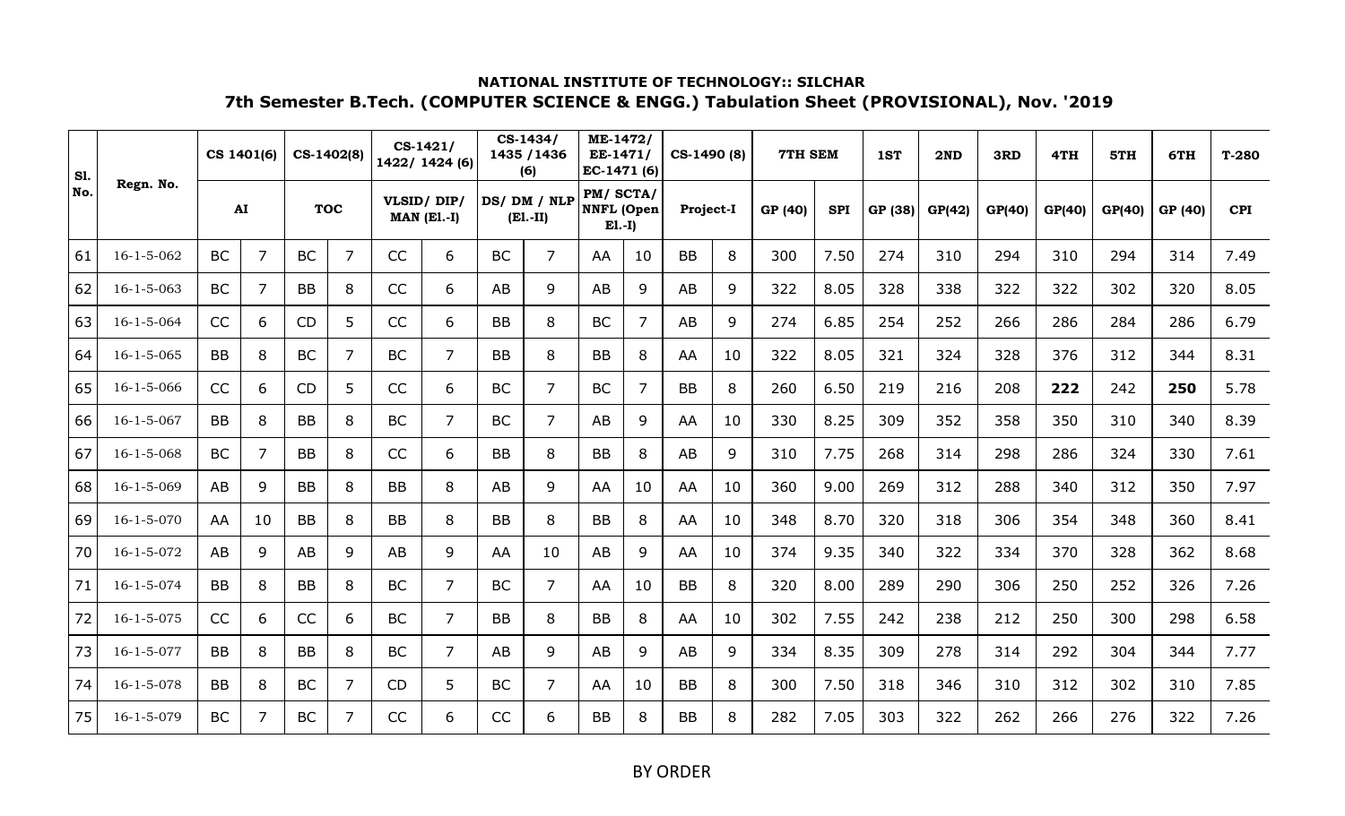**NATIONAL INSTITUTE OF TECHNOLOGY:: SILCHAR**

**7th Semester B.Tech. (COMPUTER SCIENCE & ENGG.) Tabulation Sheet (PROVISIONAL), Nov. '2019**

| Sl. No. | Regn. No. | CS 1401(6) | | CS-1402(8) | | CS-1421/ 1422/ 1424 (6) | | CS-1434/ 1435 /1436 (6) | | ME-1472/ EE-1471/ EC-1471 (6) | | CS-1490 (8) | | 7TH SEM | | 1ST | 2ND | 3RD | 4TH | 5TH | 6TH | T-280 |
|---|---|---|---|---|---|---|---|---|---|---|---|---|---|---|---|---|---|---|---|---|---|---|
| | | AI | | TOC | | VLSID/ DIP/ MAN (El.-I) | | DS/ DM / NLP (El.-II) | | PM/ SCTA/ NNFL (Open El.-I) | | Project-I | | GP (40) | SPI | GP (38) | GP(42) | GP(40) | GP(40) | GP(40) | GP (40) | CPI |
| 61 | 16-1-5-062 | BC | 7 | BC | 7 | CC | 6 | BC | 7 | AA | 10 | BB | 8 | 300 | 7.50 | 274 | 310 | 294 | 310 | 294 | 314 | 7.49 |
| 62 | 16-1-5-063 | BC | 7 | BB | 8 | CC | 6 | AB | 9 | AB | 9 | AB | 9 | 322 | 8.05 | 328 | 338 | 322 | 322 | 302 | 320 | 8.05 |
| 63 | 16-1-5-064 | CC | 6 | CD | 5 | CC | 6 | BB | 8 | BC | 7 | AB | 9 | 274 | 6.85 | 254 | 252 | 266 | 286 | 284 | 286 | 6.79 |
| 64 | 16-1-5-065 | BB | 8 | BC | 7 | BC | 7 | BB | 8 | BB | 8 | AA | 10 | 322 | 8.05 | 321 | 324 | 328 | 376 | 312 | 344 | 8.31 |
| 65 | 16-1-5-066 | CC | 6 | CD | 5 | CC | 6 | BC | 7 | BC | 7 | BB | 8 | 260 | 6.50 | 219 | 216 | 208 | **222** | 242 | **250** | 5.78 |
| 66 | 16-1-5-067 | BB | 8 | BB | 8 | BC | 7 | BC | 7 | AB | 9 | AA | 10 | 330 | 8.25 | 309 | 352 | 358 | 350 | 310 | 340 | 8.39 |
| 67 | 16-1-5-068 | BC | 7 | BB | 8 | CC | 6 | BB | 8 | BB | 8 | AB | 9 | 310 | 7.75 | 268 | 314 | 298 | 286 | 324 | 330 | 7.61 |
| 68 | 16-1-5-069 | AB | 9 | BB | 8 | BB | 8 | AB | 9 | AA | 10 | AA | 10 | 360 | 9.00 | 269 | 312 | 288 | 340 | 312 | 350 | 7.97 |
| 69 | 16-1-5-070 | AA | 10 | BB | 8 | BB | 8 | BB | 8 | BB | 8 | AA | 10 | 348 | 8.70 | 320 | 318 | 306 | 354 | 348 | 360 | 8.41 |
| 70 | 16-1-5-072 | AB | 9 | AB | 9 | AB | 9 | AA | 10 | AB | 9 | AA | 10 | 374 | 9.35 | 340 | 322 | 334 | 370 | 328 | 362 | 8.68 |
| 71 | 16-1-5-074 | BB | 8 | BB | 8 | BC | 7 | BC | 7 | AA | 10 | BB | 8 | 320 | 8.00 | 289 | 290 | 306 | 250 | 252 | 326 | 7.26 |
| 72 | 16-1-5-075 | CC | 6 | CC | 6 | BC | 7 | BB | 8 | BB | 8 | AA | 10 | 302 | 7.55 | 242 | 238 | 212 | 250 | 300 | 298 | 6.58 |
| 73 | 16-1-5-077 | BB | 8 | BB | 8 | BC | 7 | AB | 9 | AB | 9 | AB | 9 | 334 | 8.35 | 309 | 278 | 314 | 292 | 304 | 344 | 7.77 |
| 74 | 16-1-5-078 | BB | 8 | BC | 7 | CD | 5 | BC | 7 | AA | 10 | BB | 8 | 300 | 7.50 | 318 | 346 | 310 | 312 | 302 | 310 | 7.85 |
| 75 | 16-1-5-079 | BC | 7 | BC | 7 | CC | 6 | CC | 6 | BB | 8 | BB | 8 | 282 | 7.05 | 303 | 322 | 262 | 266 | 276 | 322 | 7.26 |

BY ORDER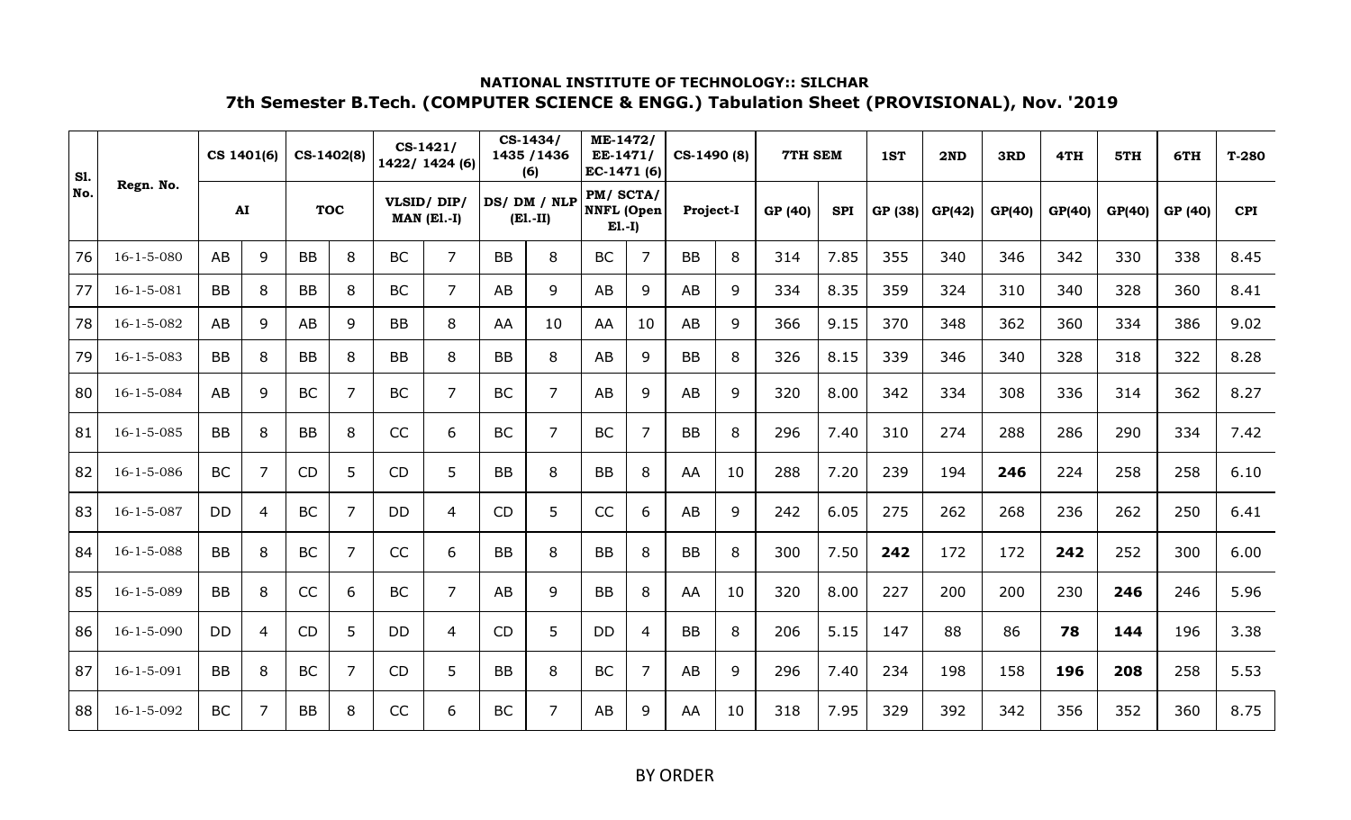**NATIONAL INSTITUTE OF TECHNOLOGY:: SILCHAR**

**7th Semester B.Tech. (COMPUTER SCIENCE & ENGG.) Tabulation Sheet (PROVISIONAL), Nov. '2019**

| Sl. No. | Regn. No. | CS 1401(6) | | CS-1402(8) | | CS-1421/ 1422/ 1424 (6) | | CS-1434/ 1435 /1436 (6) | | ME-1472/ EE-1471/ EC-1471 (6) | | CS-1490 (8) | | 7TH SEM | | 1ST | 2ND | 3RD | 4TH | 5TH | 6TH | T-280 |
|---|---|---|---|---|---|---|---|---|---|---|---|---|---|---|---|---|---|---|---|---|---|---|
| | | AI | | TOC | | VLSID/ DIP/ MAN (El.-I) | | DS/ DM / NLP (El.-II) | | PM/ SCTA/ NNFL (Open El.-I) | | Project-I | | GP (40) | SPI | GP (38) | GP(42) | GP(40) | GP(40) | GP(40) | GP (40) | CPI |
| 76 | 16-1-5-080 | AB | 9 | BB | 8 | BC | 7 | BB | 8 | BC | 7 | BB | 8 | 314 | 7.85 | 355 | 340 | 346 | 342 | 330 | 338 | 8.45 |
| 77 | 16-1-5-081 | BB | 8 | BB | 8 | BC | 7 | AB | 9 | AB | 9 | AB | 9 | 334 | 8.35 | 359 | 324 | 310 | 340 | 328 | 360 | 8.41 |
| 78 | 16-1-5-082 | AB | 9 | AB | 9 | BB | 8 | AA | 10 | AA | 10 | AB | 9 | 366 | 9.15 | 370 | 348 | 362 | 360 | 334 | 386 | 9.02 |
| 79 | 16-1-5-083 | BB | 8 | BB | 8 | BB | 8 | BB | 8 | AB | 9 | BB | 8 | 326 | 8.15 | 339 | 346 | 340 | 328 | 318 | 322 | 8.28 |
| 80 | 16-1-5-084 | AB | 9 | BC | 7 | BC | 7 | BC | 7 | AB | 9 | AB | 9 | 320 | 8.00 | 342 | 334 | 308 | 336 | 314 | 362 | 8.27 |
| 81 | 16-1-5-085 | BB | 8 | BB | 8 | CC | 6 | BC | 7 | BC | 7 | BB | 8 | 296 | 7.40 | 310 | 274 | 288 | 286 | 290 | 334 | 7.42 |
| 82 | 16-1-5-086 | BC | 7 | CD | 5 | CD | 5 | BB | 8 | BB | 8 | AA | 10 | 288 | 7.20 | 239 | 194 | **246** | 224 | 258 | 258 | 6.10 |
| 83 | 16-1-5-087 | DD | 4 | BC | 7 | DD | 4 | CD | 5 | CC | 6 | AB | 9 | 242 | 6.05 | 275 | 262 | 268 | 236 | 262 | 250 | 6.41 |
| 84 | 16-1-5-088 | BB | 8 | BC | 7 | CC | 6 | BB | 8 | BB | 8 | BB | 8 | 300 | 7.50 | **242** | 172 | 172 | **242** | 252 | 300 | 6.00 |
| 85 | 16-1-5-089 | BB | 8 | CC | 6 | BC | 7 | AB | 9 | BB | 8 | AA | 10 | 320 | 8.00 | 227 | 200 | 200 | 230 | **246** | 246 | 5.96 |
| 86 | 16-1-5-090 | DD | 4 | CD | 5 | DD | 4 | CD | 5 | DD | 4 | BB | 8 | 206 | 5.15 | 147 | 88 | 86 | **78** | **144** | 196 | 3.38 |
| 87 | 16-1-5-091 | BB | 8 | BC | 7 | CD | 5 | BB | 8 | BC | 7 | AB | 9 | 296 | 7.40 | 234 | 198 | 158 | **196** | **208** | 258 | 5.53 |
| 88 | 16-1-5-092 | BC | 7 | BB | 8 | CC | 6 | BC | 7 | AB | 9 | AA | 10 | 318 | 7.95 | 329 | 392 | 342 | 356 | 352 | 360 | 8.75 |

BY ORDER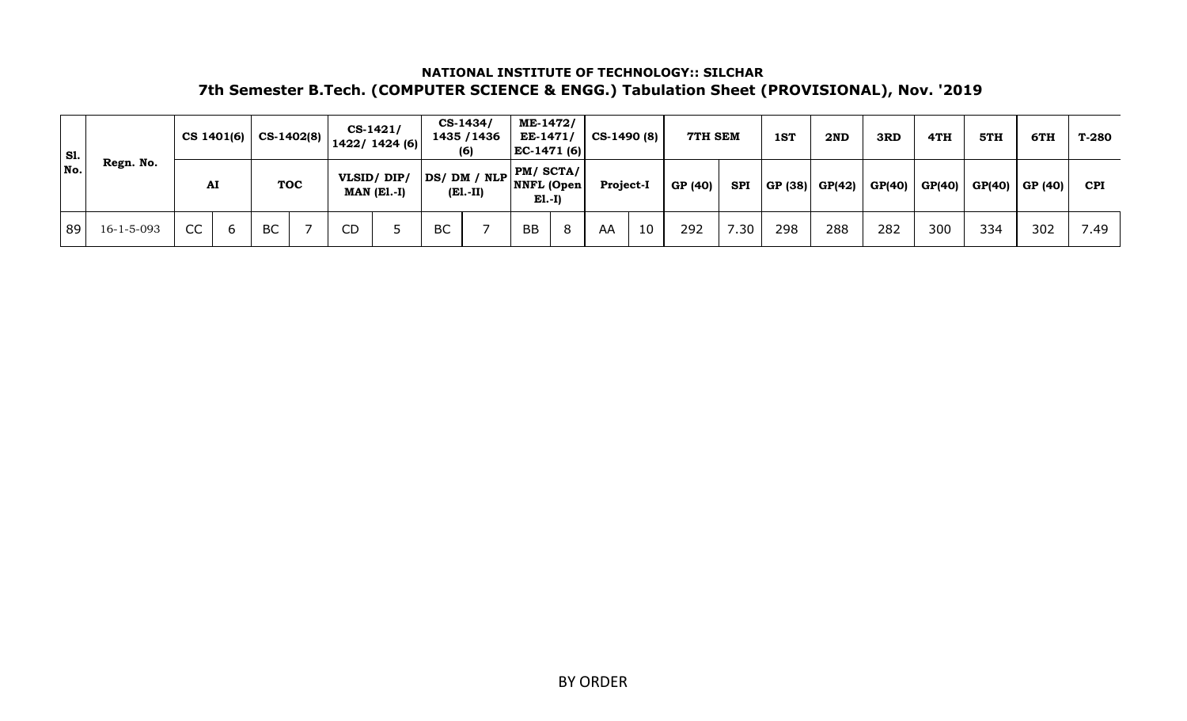**NATIONAL INSTITUTE OF TECHNOLOGY:: SILCHAR**

**7th Semester B.Tech. (COMPUTER SCIENCE & ENGG.) Tabulation Sheet (PROVISIONAL), Nov. '2019**

| Sl. No. | Regn. No. | CS 1401(6) | | CS-1402(8) | | CS-1421/ 1422/ 1424 (6) | | CS-1434/ 1435 /1436 (6) | | ME-1472/ EE-1471/ EC-1471 (6) | | CS-1490 (8) | | 7TH SEM | | 1ST | 2ND | 3RD | 4TH | 5TH | 6TH | T-280 |
|---|---|---|---|---|---|---|---|---|---|---|---|---|---|---|---|---|---|---|---|---|---|---|
| | | AI | | TOC | | VLSID/ DIP/ MAN (El.-I) | | DS/ DM / NLP (El.-II) | | PM/ SCTA/ NNFL (Open El.-I) | | Project-I | | GP (40) | SPI | GP (38) | GP(42) | GP(40) | GP(40) | GP(40) | GP (40) | CPI |
| 89 | 16-1-5-093 | CC | 6 | BC | 7 | CD | 5 | BC | 7 | BB | 8 | AA | 10 | 292 | 7.30 | 298 | 288 | 282 | 300 | 334 | 302 | 7.49 |

BY ORDER